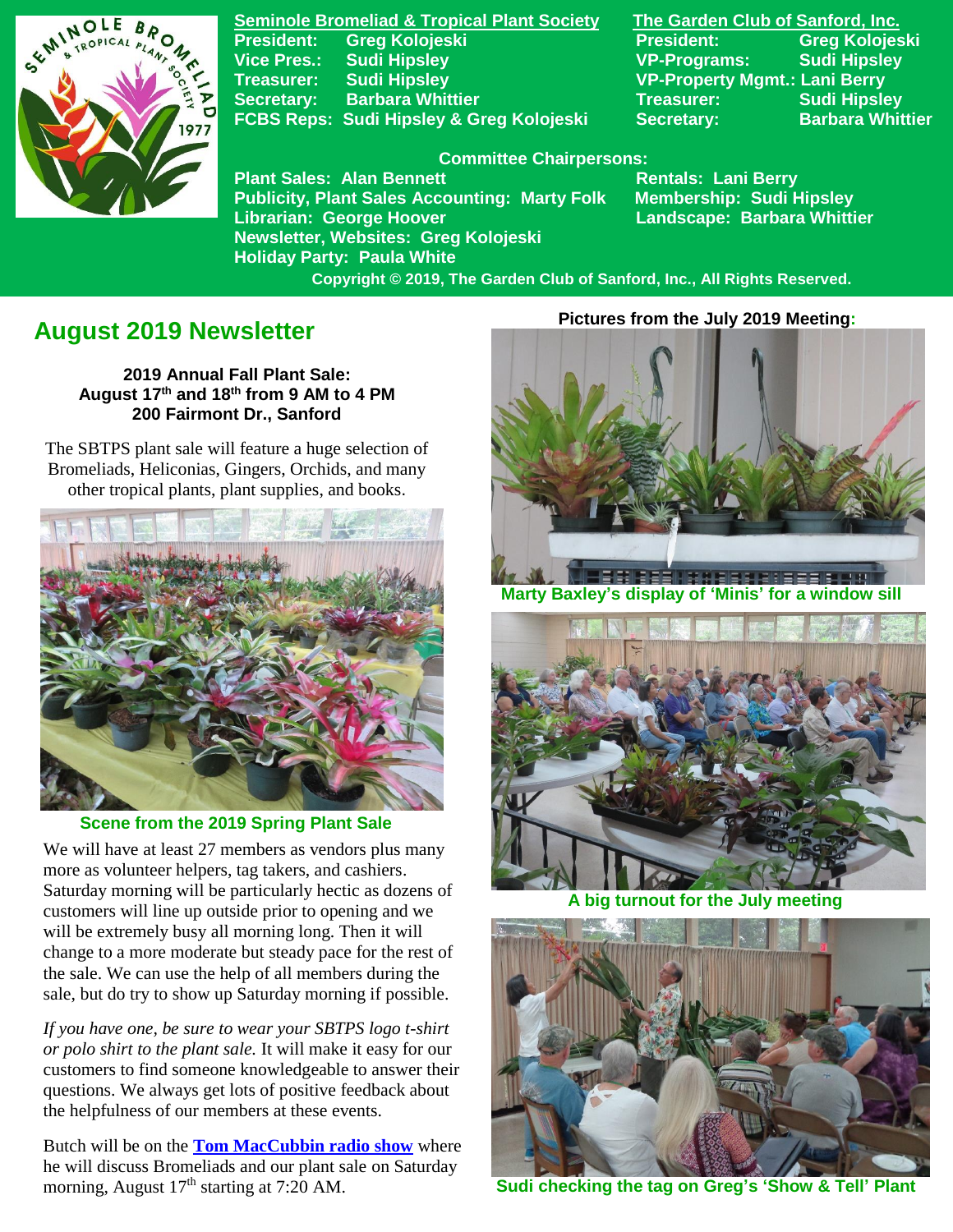**Seminole Bromeliad & Tropical Plant Society**

President: Greg Kolojeski
Vice Pres.: Sudi Hipsley
Treasurer: Sudi Hipsley
Secretary: Barbara Whittier
FCBS Reps: Sudi Hipsley & Greg Kolojeski

**The Garden Club of Sanford, Inc.**

President: Greg Kolojeski
VP-Programs: Sudi Hipsley
VP-Property Mgmt.: Lani Berry
Treasurer: Sudi Hipsley
Secretary: Barbara Whittier

**Committee Chairpersons:**

Plant Sales: Alan Bennett
Publicity, Plant Sales Accounting: Marty Folk
Librarian: George Hoover
Newsletter, Websites: Greg Kolojeski
Holiday Party: Paula White
Rentals: Lani Berry
Membership: Sudi Hipsley
Landscape: Barbara Whittier

Copyright © 2019, The Garden Club of Sanford, Inc., All Rights Reserved.

# August 2019 Newsletter

**2019 Annual Fall Plant Sale:**
**August 17th and 18th from 9 AM to 4 PM**
**200 Fairmont Dr., Sanford**

The SBTPS plant sale will feature a huge selection of Bromeliads, Heliconias, Gingers, Orchids, and many other tropical plants, plant supplies, and books.

Scene from the 2019 Spring Plant Sale

We will have at least 27 members as vendors plus many more as volunteer helpers, tag takers, and cashiers. Saturday morning will be particularly hectic as dozens of customers will line up outside prior to opening and we will be extremely busy all morning long. Then it will change to a more moderate but steady pace for the rest of the sale. We can use the help of all members during the sale, but do try to show up Saturday morning if possible.

*If you have one, be sure to wear your SBTPS logo t-shirt or polo shirt to the plant sale.* It will make it easy for our customers to find someone knowledgeable to answer their questions. We always get lots of positive feedback about the helpfulness of our members at these events.

Butch will be on the **Tom MacCubbin radio show** where he will discuss Bromeliads and our plant sale on Saturday morning, August 17th starting at 7:20 AM.

**Pictures from the July 2019 Meeting:**

Marty Baxley's display of 'Minis' for a window sill

A big turnout for the July meeting

Sudi checking the tag on Greg's 'Show & Tell' Plant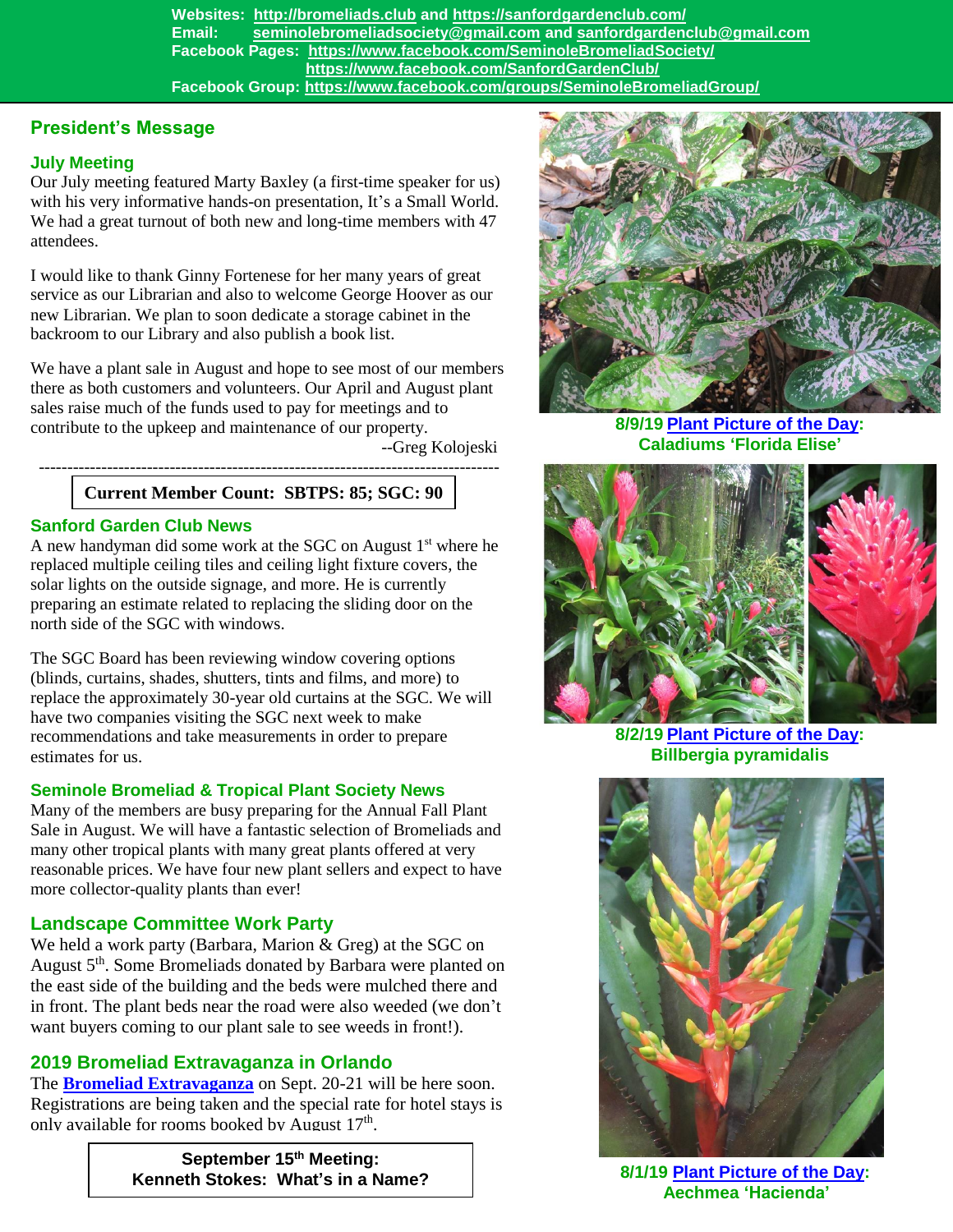**Websites:** http://bromeliads.club and https://sanfordgardenclub.com/
**Email:** seminolebromeliadsociety@gmail.com and sanfordgardenclub@gmail.com
**Facebook Pages:** https://www.facebook.com/SeminoleBromeliadSociety/
https://www.facebook.com/SanfordGardenClub/
**Facebook Group:** https://www.facebook.com/groups/SeminoleBromeliadGroup/

## President's Message

### July Meeting

Our July meeting featured Marty Baxley (a first-time speaker for us) with his very informative hands-on presentation, It's a Small World. We had a great turnout of both new and long-time members with 47 attendees.

I would like to thank Ginny Fortenese for her many years of great service as our Librarian and also to welcome George Hoover as our new Librarian. We plan to soon dedicate a storage cabinet in the backroom to our Library and also publish a book list.

We have a plant sale in August and hope to see most of our members there as both customers and volunteers. Our April and August plant sales raise much of the funds used to pay for meetings and to contribute to the upkeep and maintenance of our property.

--Greg Kolojeski

**Current Member Count: SBTPS: 85; SGC: 90**

### Sanford Garden Club News

A new handyman did some work at the SGC on August 1st where he replaced multiple ceiling tiles and ceiling light fixture covers, the solar lights on the outside signage, and more. He is currently preparing an estimate related to replacing the sliding door on the north side of the SGC with windows.

The SGC Board has been reviewing window covering options (blinds, curtains, shades, shutters, tints and films, and more) to replace the approximately 30-year old curtains at the SGC. We will have two companies visiting the SGC next week to make recommendations and take measurements in order to prepare estimates for us.

### Seminole Bromeliad & Tropical Plant Society News

Many of the members are busy preparing for the Annual Fall Plant Sale in August. We will have a fantastic selection of Bromeliads and many other tropical plants with many great plants offered at very reasonable prices. We have four new plant sellers and expect to have more collector-quality plants than ever!

### Landscape Committee Work Party

We held a work party (Barbara, Marion & Greg) at the SGC on August 5th. Some Bromeliads donated by Barbara were planted on the east side of the building and the beds were mulched there and in front. The plant beds near the road were also weeded (we don't want buyers coming to our plant sale to see weeds in front!).

### 2019 Bromeliad Extravaganza in Orlando

The **Bromeliad Extravaganza** on Sept. 20-21 will be here soon. Registrations are being taken and the special rate for hotel stays is only available for rooms booked by August 17th.

**September 15th Meeting:**
**Kenneth Stokes: What's in a Name?**

**8/9/19 Plant Picture of the Day: Caladiums 'Florida Elise'**

**8/2/19 Plant Picture of the Day: Billbergia pyramidalis**

**8/1/19 Plant Picture of the Day: Aechmea 'Hacienda'**